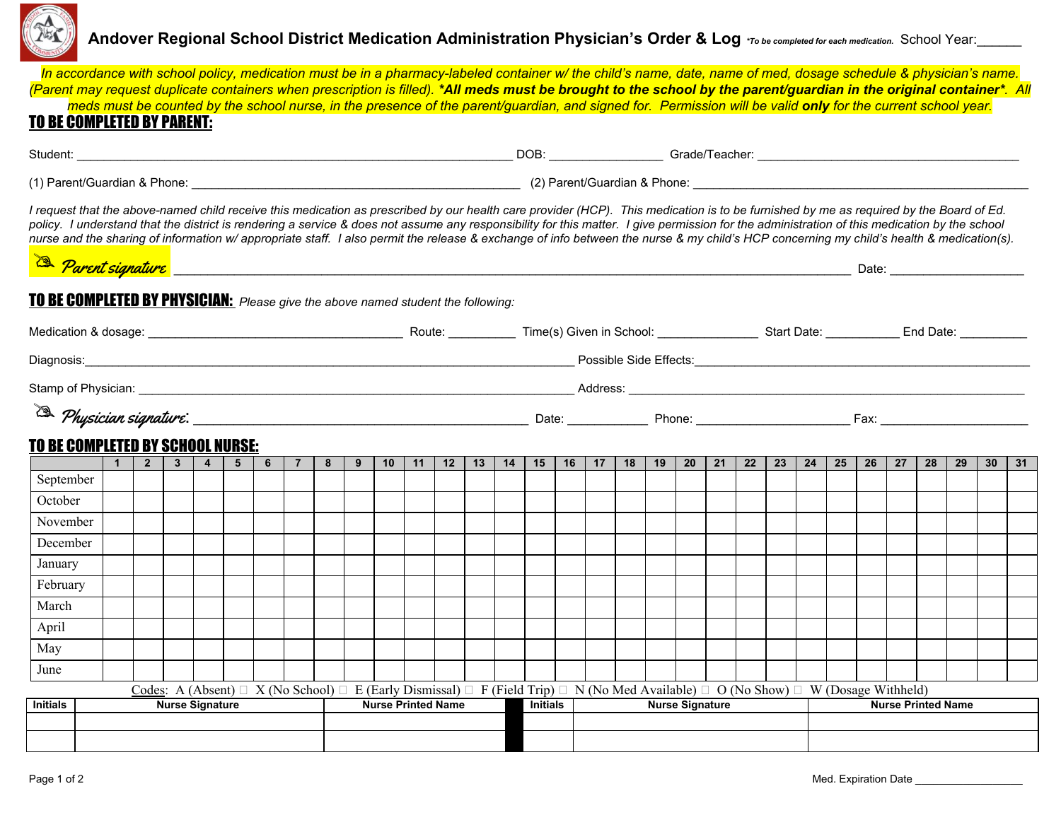# Andover Regional School District Medication Administration Physician's Order & Log *\*To be completed for each medication.* School Year:______

*In accordance with school policy, medication must be in a pharmacy-labeled container w/ the child's name, date, name of med, dosage schedule & physician's name. (Parent may request duplicate containers when prescription is filled).* ***\*All meds must be brought to the school by the parent/guardian in the original container\*.*** *All meds must be counted by the school nurse, in the presence of the parent/guardian, and signed for. Permission will be valid* ***only*** *for the current school year.*

## TO BE COMPLETED BY PARENT:

Student: ______________________________ DOB: ____________ Grade/Teacher: ______________________

(1) Parent/Guardian & Phone: ______________________ (2) Parent/Guardian & Phone: ______________________

*I request that the above-named child receive this medication as prescribed by our health care provider (HCP). This medication is to be furnished by me as required by the Board of Ed. policy. I understand that the district is rendering a service & does not assume any responsibility for this matter. I give permission for the administration of this medication by the school nurse and the sharing of information w/ appropriate staff. I also permit the release & exchange of info between the nurse & my child's HCP concerning my child's health & medication(s).*

Parent signature ____________________________________________ Date: ______________

## TO BE COMPLETED BY PHYSICIAN: *Please give the above named student the following:*

Medication & dosage: ____________________ Route: ________ Time(s) Given in School: __________ Start Date: ________ End Date: ________

Diagnosis: ______________________________ Possible Side Effects: ______________________________

Stamp of Physician: ______________________________ Address: ______________________________

Physician signature: ______________________ Date: ________ Phone: ______________ Fax: ______________

## TO BE COMPLETED BY SCHOOL NURSE:

| | 1 | 2 | 3 | 4 | 5 | 6 | 7 | 8 | 9 | 10 | 11 | 12 | 13 | 14 | 15 | 16 | 17 | 18 | 19 | 20 | 21 | 22 | 23 | 24 | 25 | 26 | 27 | 28 | 29 | 30 | 31 |
|---|---|---|---|---|---|---|---|---|---|---|---|---|---|---|---|---|---|---|---|---|---|---|---|---|---|---|---|---|---|---|---|
| September | | | | | | | | | | | | | | | | | | | | | | | | | | | | | | | |
| October | | | | | | | | | | | | | | | | | | | | | | | | | | | | | | | |
| November | | | | | | | | | | | | | | | | | | | | | | | | | | | | | | | |
| December | | | | | | | | | | | | | | | | | | | | | | | | | | | | | | | |
| January | | | | | | | | | | | | | | | | | | | | | | | | | | | | | | | |
| February | | | | | | | | | | | | | | | | | | | | | | | | | | | | | | | |
| March | | | | | | | | | | | | | | | | | | | | | | | | | | | | | | | |
| April | | | | | | | | | | | | | | | | | | | | | | | | | | | | | | | |
| May | | | | | | | | | | | | | | | | | | | | | | | | | | | | | | | |
| June | | | | | | | | | | | | | | | | | | | | | | | | | | | | | | | |

Codes: A (Absent) ☐ X (No School) ☐ E (Early Dismissal) ☐ F (Field Trip) ☐ N (No Med Available) ☐ O (No Show) ☐ W (Dosage Withheld)

| Initials | Nurse Signature | Nurse Printed Name | Initials | Nurse Signature | Nurse Printed Name |
|---|---|---|---|---|---|
| | | | | | |
| | | | | | |

Med. Expiration Date ______________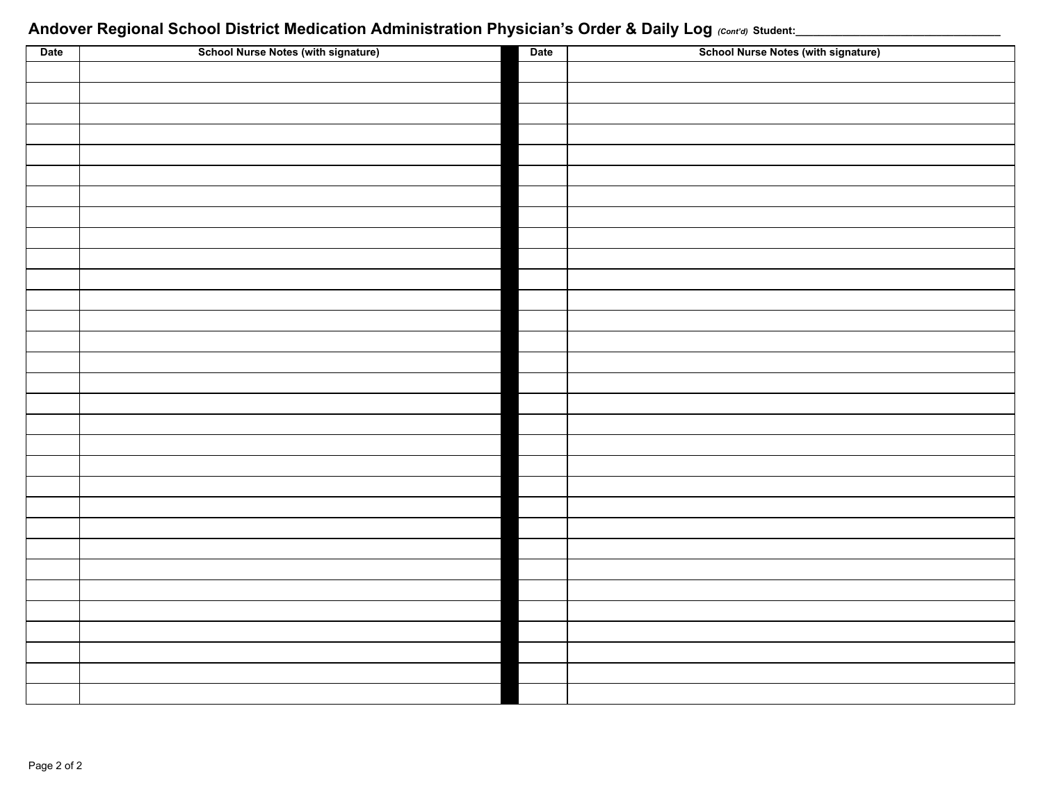# Andover Regional School District Medication Administration Physician's Order & Daily Log *(Cont'd)* Student:______________________________

| Date | School Nurse Notes (with signature) | Date | School Nurse Notes (with signature) |
|---|---|---|---|
| | | | |
| | | | |
| | | | |
| | | | |
| | | | |
| | | | |
| | | | |
| | | | |
| | | | |
| | | | |
| | | | |
| | | | |
| | | | |
| | | | |
| | | | |
| | | | |
| | | | |
| | | | |
| | | | |
| | | | |
| | | | |
| | | | |
| | | | |
| | | | |
| | | | |
| | | | |
| | | | |
| | | | |
| | | | |
| | | | |
| | | | |